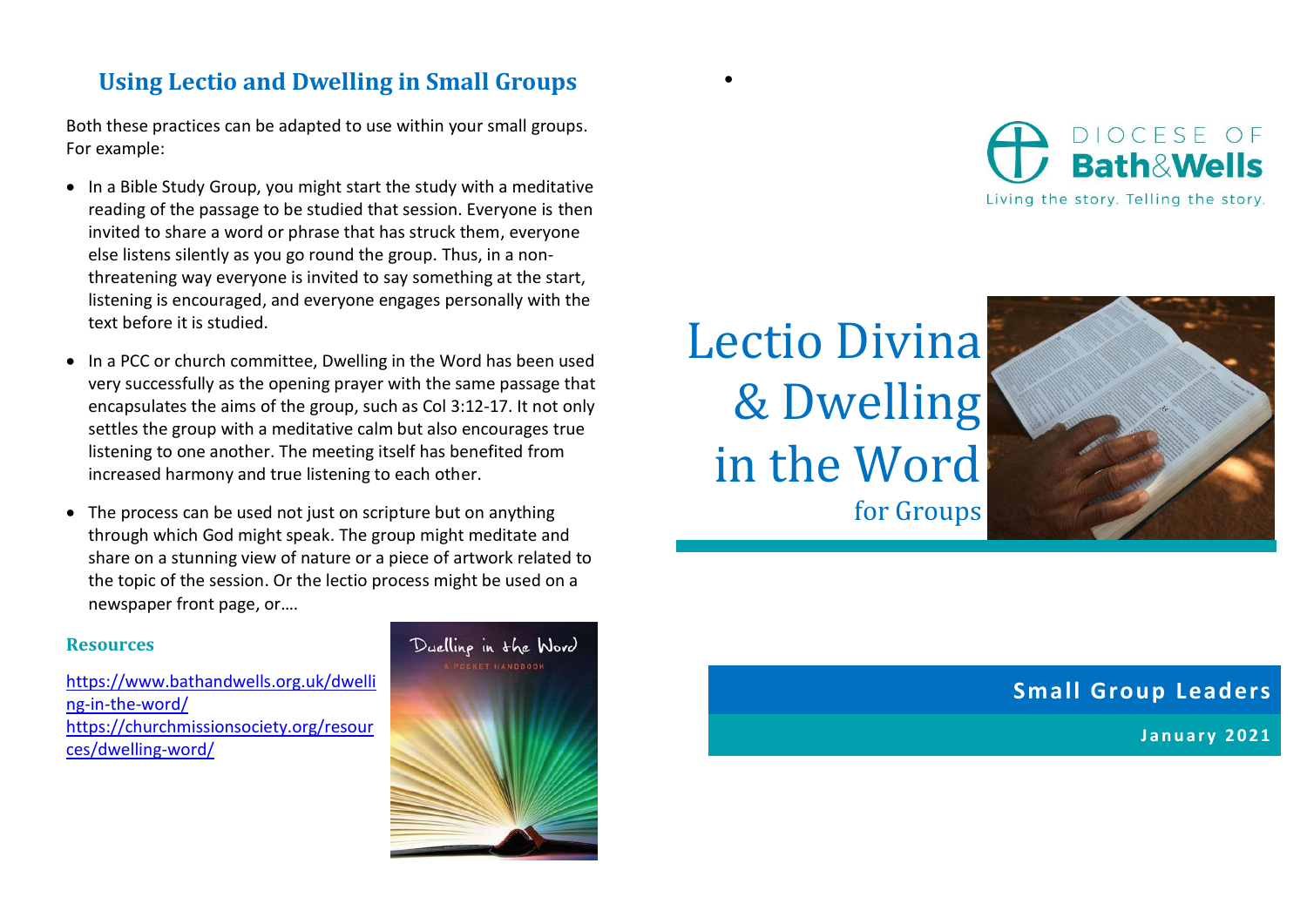## Using Lectio and Dwelling in Small Groups

Both these practices can be adapted to use within your small groups. For example:

- In a Bible Study Group, you might start the study with a meditative reading of the passage to be studied that session. Everyone is then invited to share a word or phrase that has struck them, everyone else listens silently as you go round the group. Thus, in a non-threatening way everyone is invited to say something at the start, listening is encouraged, and everyone engages personally with the text before it is studied.
- In a PCC or church committee, Dwelling in the Word has been used very successfully as the opening prayer with the same passage that encapsulates the aims of the group, such as Col 3:12-17. It not only settles the group with a meditative calm but also encourages true listening to one another. The meeting itself has benefited from increased harmony and true listening to each other.
- The process can be used not just on scripture but on anything through which God might speak. The group might meditate and share on a stunning view of nature or a piece of artwork related to the topic of the session. Or the lectio process might be used on a newspaper front page, or….

### Resources

https://www.bathandwells.org.uk/dwelling-in-the-word/
https://churchmissionsociety.org/resources/dwelling-word/

Dwelling in the Word
A POCKET HANDBOOK

DIOCESE OF
**Bath&Wells**
Living the story. Telling the story.

# Lectio Divina & Dwelling in the Word

## for Groups

**Small Group Leaders**

**January 2021**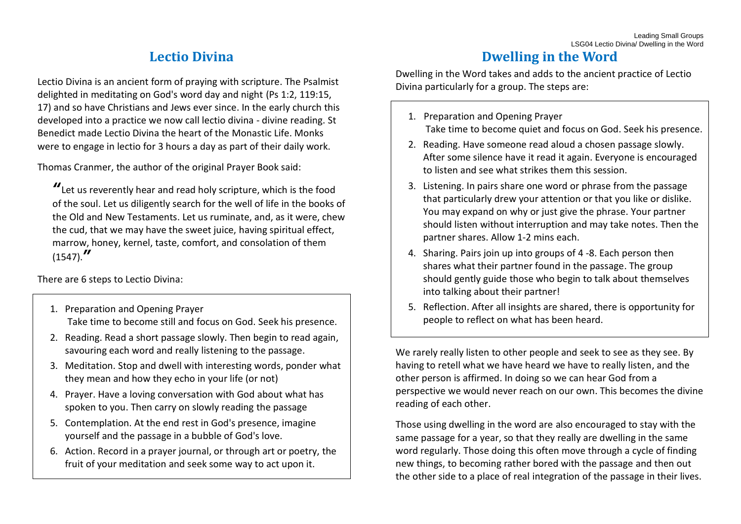# Lectio Divina

Lectio Divina is an ancient form of praying with scripture. The Psalmist delighted in meditating on God's word day and night (Ps 1:2, 119:15, 17) and so have Christians and Jews ever since. In the early church this developed into a practice we now call lectio divina - divine reading. St Benedict made Lectio Divina the heart of the Monastic Life. Monks were to engage in lectio for 3 hours a day as part of their daily work.

Thomas Cranmer, the author of the original Prayer Book said:

> "Let us reverently hear and read holy scripture, which is the food of the soul. Let us diligently search for the well of life in the books of the Old and New Testaments. Let us ruminate, and, as it were, chew the cud, that we may have the sweet juice, having spiritual effect, marrow, honey, kernel, taste, comfort, and consolation of them (1547)."

There are 6 steps to Lectio Divina:

1. Preparation and Opening Prayer
   Take time to become still and focus on God. Seek his presence.
2. Reading. Read a short passage slowly. Then begin to read again, savouring each word and really listening to the passage.
3. Meditation. Stop and dwell with interesting words, ponder what they mean and how they echo in your life (or not)
4. Prayer. Have a loving conversation with God about what has spoken to you. Then carry on slowly reading the passage
5. Contemplation. At the end rest in God's presence, imagine yourself and the passage in a bubble of God's love.
6. Action. Record in a prayer journal, or through art or poetry, the fruit of your meditation and seek some way to act upon it.

# Dwelling in the Word

Dwelling in the Word takes and adds to the ancient practice of Lectio Divina particularly for a group. The steps are:

1. Preparation and Opening Prayer
   Take time to become quiet and focus on God. Seek his presence.
2. Reading. Have someone read aloud a chosen passage slowly. After some silence have it read it again. Everyone is encouraged to listen and see what strikes them this session.
3. Listening. In pairs share one word or phrase from the passage that particularly drew your attention or that you like or dislike. You may expand on why or just give the phrase. Your partner should listen without interruption and may take notes. Then the partner shares. Allow 1-2 mins each.
4. Sharing. Pairs join up into groups of 4 -8. Each person then shares what their partner found in the passage. The group should gently guide those who begin to talk about themselves into talking about their partner!
5. Reflection. After all insights are shared, there is opportunity for people to reflect on what has been heard.

We rarely really listen to other people and seek to see as they see. By having to retell what we have heard we have to really listen, and the other person is affirmed. In doing so we can hear God from a perspective we would never reach on our own. This becomes the divine reading of each other.

Those using dwelling in the word are also encouraged to stay with the same passage for a year, so that they really are dwelling in the same word regularly. Those doing this often move through a cycle of finding new things, to becoming rather bored with the passage and then out the other side to a place of real integration of the passage in their lives.